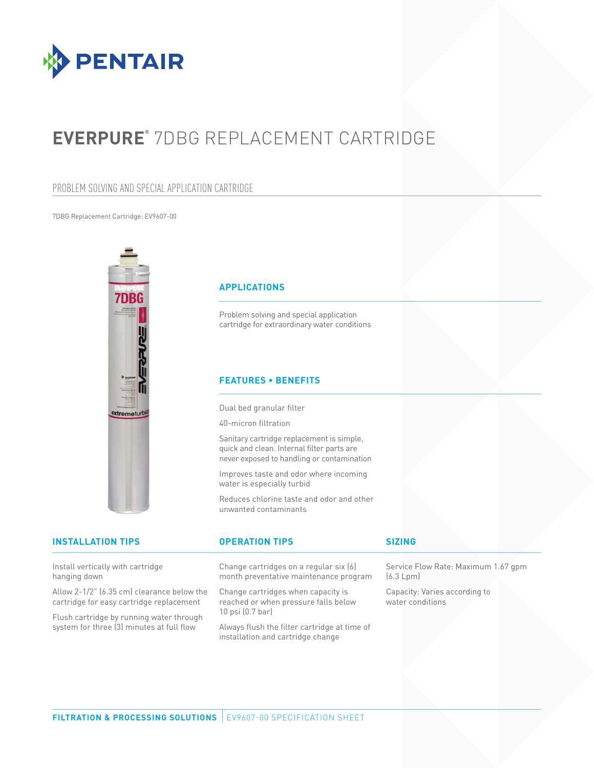PENTAIR

# EVERPURE® 7DBG REPLACEMENT CARTRIDGE

## PROBLEM SOLVING AND SPECIAL APPLICATION CARTRIDGE

7DBG Replacement Cartridge: EV9607-00

### APPLICATIONS

Problem solving and special application cartridge for extraordinary water conditions

### FEATURES • BENEFITS

Dual bed granular filter

40-micron filtration

Sanitary cartridge replacement is simple, quick and clean. Internal filter parts are never exposed to handling or contamination

Improves taste and odor where incoming water is especially turbid

Reduces chlorine taste and odor and other unwanted contaminants

### INSTALLATION TIPS

Install vertically with cartridge hanging down

Allow 2-1/2" (6.35 cm) clearance below the cartridge for easy cartridge replacement

Flush cartridge by running water through system for three (3) minutes at full flow

### OPERATION TIPS

Change cartridges on a regular six (6) month preventative maintenance program

Change cartridges when capacity is reached or when pressure falls below 10 psi (0.7 bar)

Always flush the filter cartridge at time of installation and cartridge change

### SIZING

Service Flow Rate: Maximum 1.67 gpm (6.3 Lpm)

Capacity: Varies according to water conditions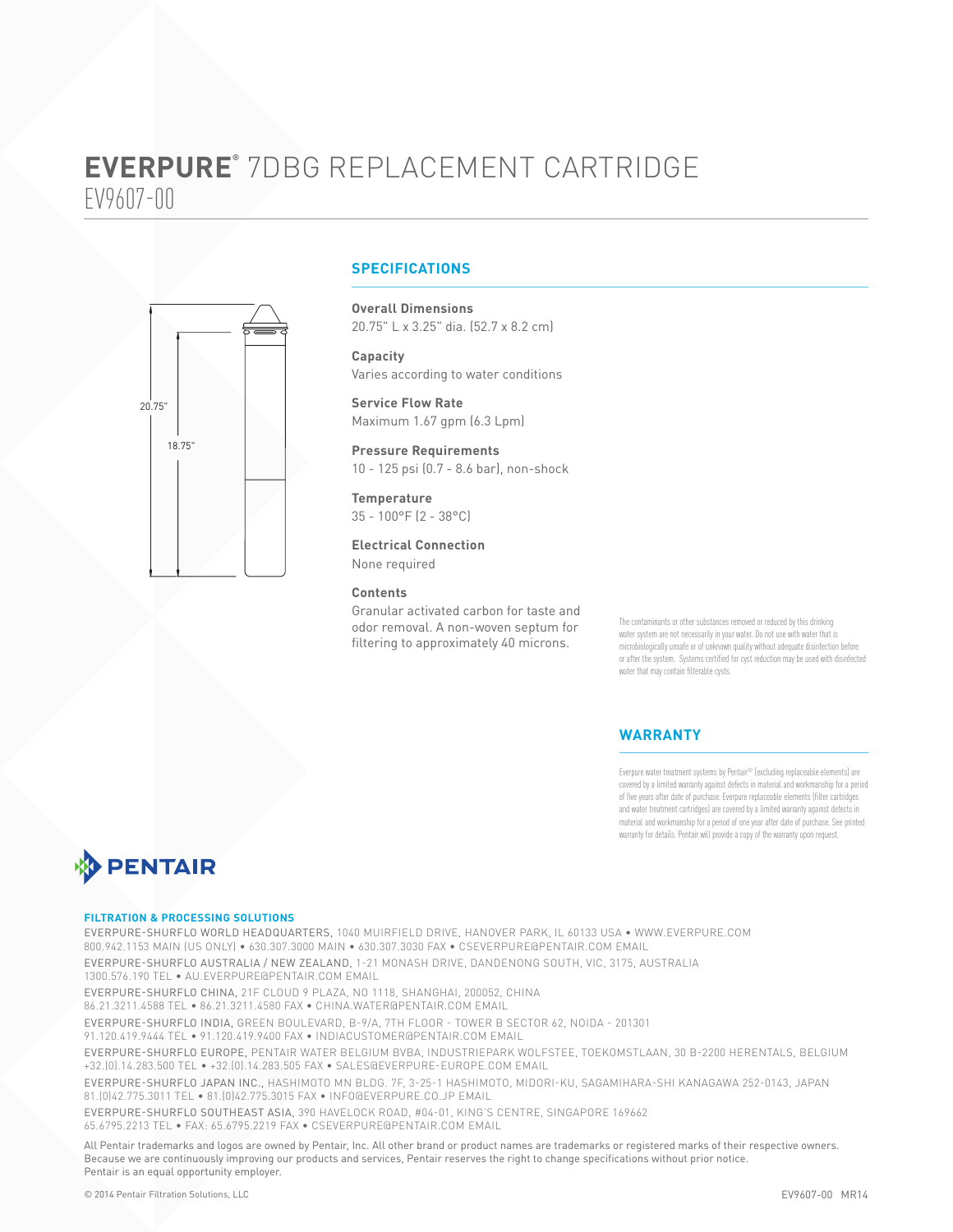# **EVERPURE**® 7DBG REPLACEMENT CARTRIDGE

EV9607-00

20.75"

18.75"

## SPECIFICATIONS

**Overall Dimensions**
20.75" L x 3.25" dia. (52.7 x 8.2 cm)

**Capacity**
Varies according to water conditions

**Service Flow Rate**
Maximum 1.67 gpm (6.3 Lpm)

**Pressure Requirements**
10 - 125 psi (0.7 - 8.6 bar), non-shock

**Temperature**
35 - 100°F (2 - 38°C)

**Electrical Connection**
None required

**Contents**
Granular activated carbon for taste and odor removal. A non-woven septum for filtering to approximately 40 microns.

The contaminants or other substances removed or reduced by this drinking water system are not necessarily in your water. Do not use with water that is microbiologically unsafe or of unknown quality without adequate disinfection before or after the system. Systems certified for cyst reduction may be used with disinfected water that may contain filterable cysts.

## WARRANTY

Everpure water treatment systems by Pentair® (excluding replaceable elements) are covered by a limited warranty against defects in material and workmanship for a period of five years after date of purchase. Everpure replaceable elements (filter cartridges and water treatment cartridges) are covered by a limited warranty against defects in material and workmanship for a period of one year after date of purchase. See printed warranty for details. Pentair will provide a copy of the warranty upon request.

PENTAIR

**FILTRATION & PROCESSING SOLUTIONS**

EVERPURE-SHURFLO WORLD HEADQUARTERS, 1040 MUIRFIELD DRIVE, HANOVER PARK, IL 60133 USA • WWW.EVERPURE.COM
800.942.1153 MAIN (US ONLY) • 630.307.3000 MAIN • 630.307.3030 FAX • CSEVERPURE@PENTAIR.COM EMAIL

EVERPURE-SHURFLO AUSTRALIA / NEW ZEALAND, 1-21 MONASH DRIVE, DANDENONG SOUTH, VIC, 3175, AUSTRALIA
1300.576.190 TEL • AU.EVERPURE@PENTAIR.COM EMAIL

EVERPURE-SHURFLO CHINA, 21F CLOUD 9 PLAZA, NO 1118, SHANGHAI, 200052, CHINA
86.21.3211.4588 TEL • 86.21.3211.4580 FAX • CHINA.WATER@PENTAIR.COM EMAIL

EVERPURE-SHURFLO INDIA, GREEN BOULEVARD, B-9/A, 7TH FLOOR - TOWER B SECTOR 62, NOIDA - 201301
91.120.419.9444 TEL • 91.120.419.9400 FAX • INDIACUSTOMER@PENTAIR.COM EMAIL

EVERPURE-SHURFLO EUROPE, PENTAIR WATER BELGIUM BVBA, INDUSTRIEPARK WOLFSTEE, TOEKOMSTLAAN, 30 B-2200 HERENTALS, BELGIUM
+32.(0).14.283.500 TEL • +32.(0).14.283.505 FAX • SALES@EVERPURE-EUROPE.COM EMAIL

EVERPURE-SHURFLO JAPAN INC., HASHIMOTO MN BLDG. 7F, 3-25-1 HASHIMOTO, MIDORI-KU, SAGAMIHARA-SHI KANAGAWA 252-0143, JAPAN
81.(0)42.775.3011 TEL • 81.(0)42.775.3015 FAX • INFO@EVERPURE.CO.JP EMAIL

EVERPURE-SHURFLO SOUTHEAST ASIA, 390 HAVELOCK ROAD, #04-01, KING'S CENTRE, SINGAPORE 169662
65.6795.2213 TEL • FAX: 65.6795.2219 FAX • CSEVERPURE@PENTAIR.COM EMAIL

All Pentair trademarks and logos are owned by Pentair, Inc. All other brand or product names are trademarks or registered marks of their respective owners. Because we are continuously improving our products and services, Pentair reserves the right to change specifications without prior notice. Pentair is an equal opportunity employer.

© 2014 Pentair Filtration Solutions, LLC

EV9607-00 MR14